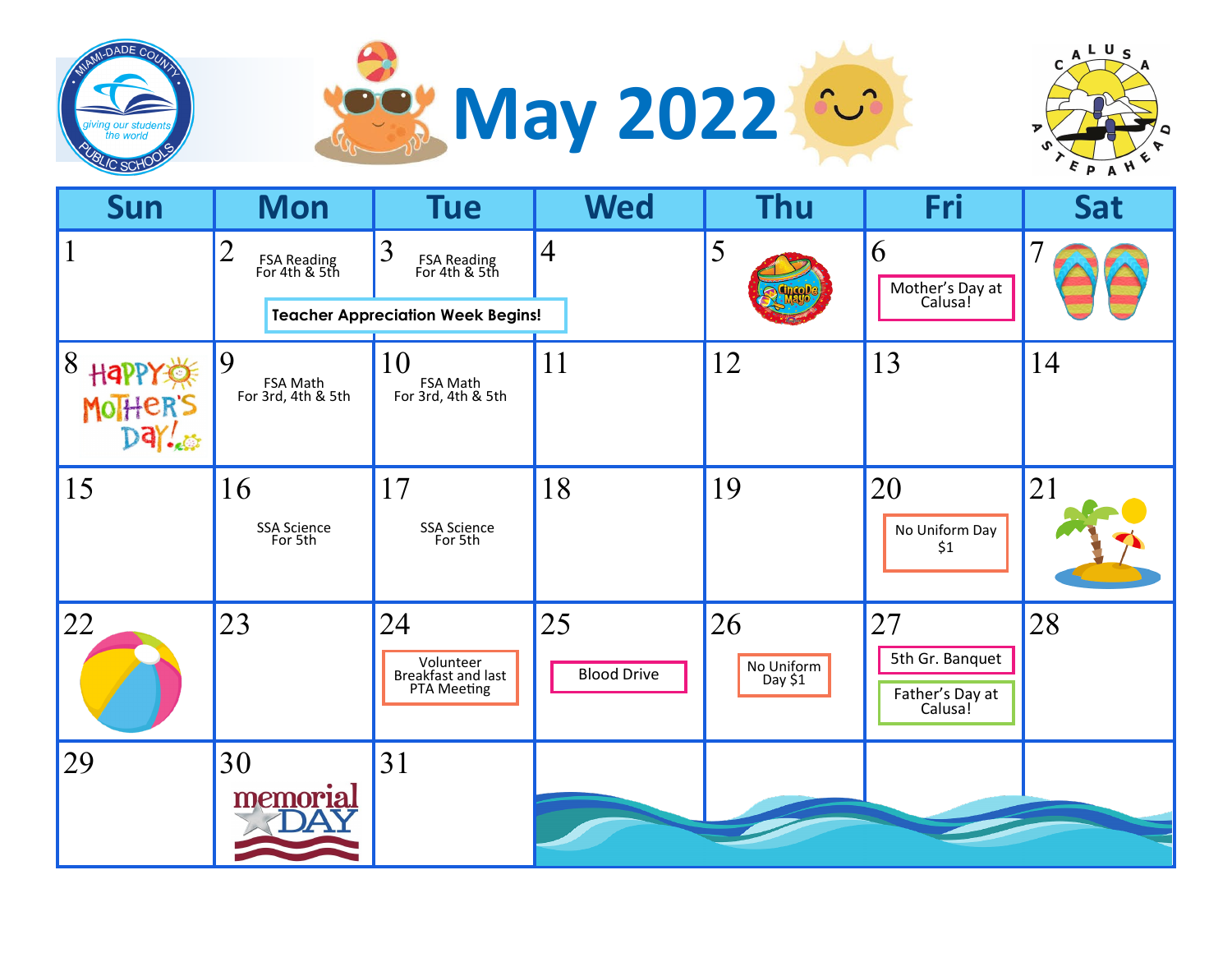# May 2022

| Sun | Mon | Tue | Wed | Thu | Fri | Sat |
|---|---|---|---|---|---|---|
| 1 | 2 FSA Reading For 4th & 5th<br>Teacher Appreciation Week Begins! | 3 FSA Reading For 4th & 5th | 4 | 5 Cinco De Mayo | 6 Mother's Day at Calusa! | 7 |
| 8 Happy Mother's Day! | 9 FSA Math For 3rd, 4th & 5th | 10 FSA Math For 3rd, 4th & 5th | 11 | 12 | 13 | 14 |
| 15 | 16 SSA Science For 5th | 17 SSA Science For 5th | 18 | 19 | 20 No Uniform Day $1 | 21 |
| 22 | 23 | 24 Volunteer Breakfast and last PTA Meeting | 25 Blood Drive | 26 No Uniform Day $1 | 27 5th Gr. Banquet<br>Father's Day at Calusa! | 28 |
| 29 | 30 Memorial Day | 31 | | | | |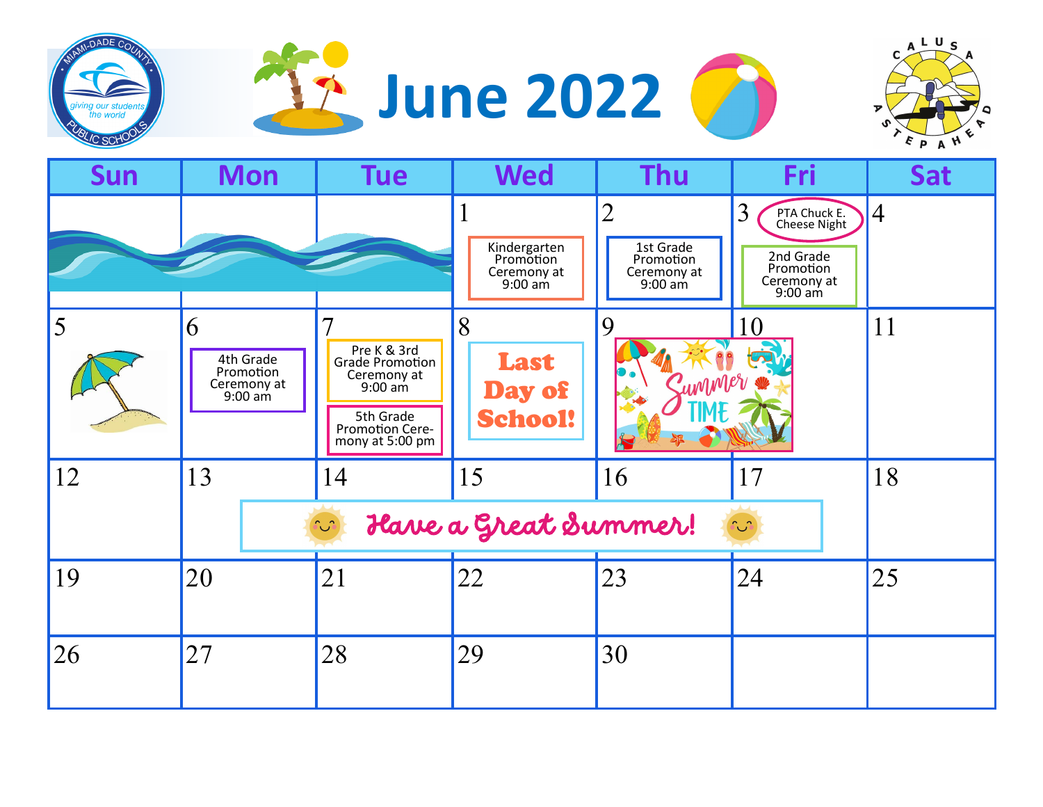# June 2022

| Sun | Mon | Tue | Wed | Thu | Fri | Sat |
|---|---|---|---|---|---|---|
| | | | 1 Kindergarten Promotion Ceremony at 9:00 am | 2 1st Grade Promotion Ceremony at 9:00 am | 3 PTA Chuck E. Cheese Night; 2nd Grade Promotion Ceremony at 9:00 am | 4 |
| 5 | 6 4th Grade Promotion Ceremony at 9:00 am | 7 Pre K & 3rd Grade Promotion Ceremony at 9:00 am; 5th Grade Promotion Ceremony at 5:00 pm | 8 **Last Day of School!** | 9 Summer TIME | 10 | 11 |
| 12 | 13 Have a Great Summer! | 14 | 15 | 16 | 17 | 18 |
| 19 | 20 | 21 | 22 | 23 | 24 | 25 |
| 26 | 27 | 28 | 29 | 30 | | |